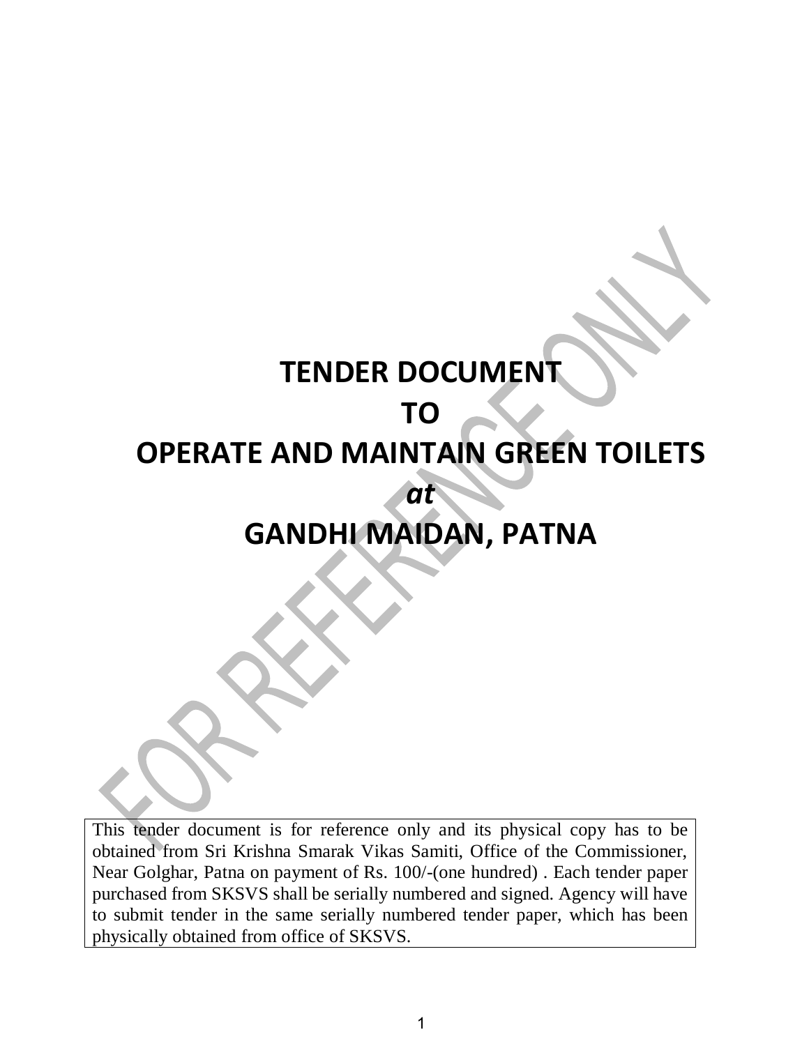# TENDER DOCUMENT

# TO

# OPERATE AND MAINTAIN GREEN TOILETS

# *at*

# GANDHI MAIDAN, PATNA

This tender document is for reference only and its physical copy has to be obtained from Sri Krishna Smarak Vikas Samiti, Office of the Commissioner, Near Golghar, Patna on payment of Rs. 100/-(one hundred) . Each tender paper purchased from SKSVS shall be serially numbered and signed. Agency will have to submit tender in the same serially numbered tender paper, which has been physically obtained from office of SKSVS.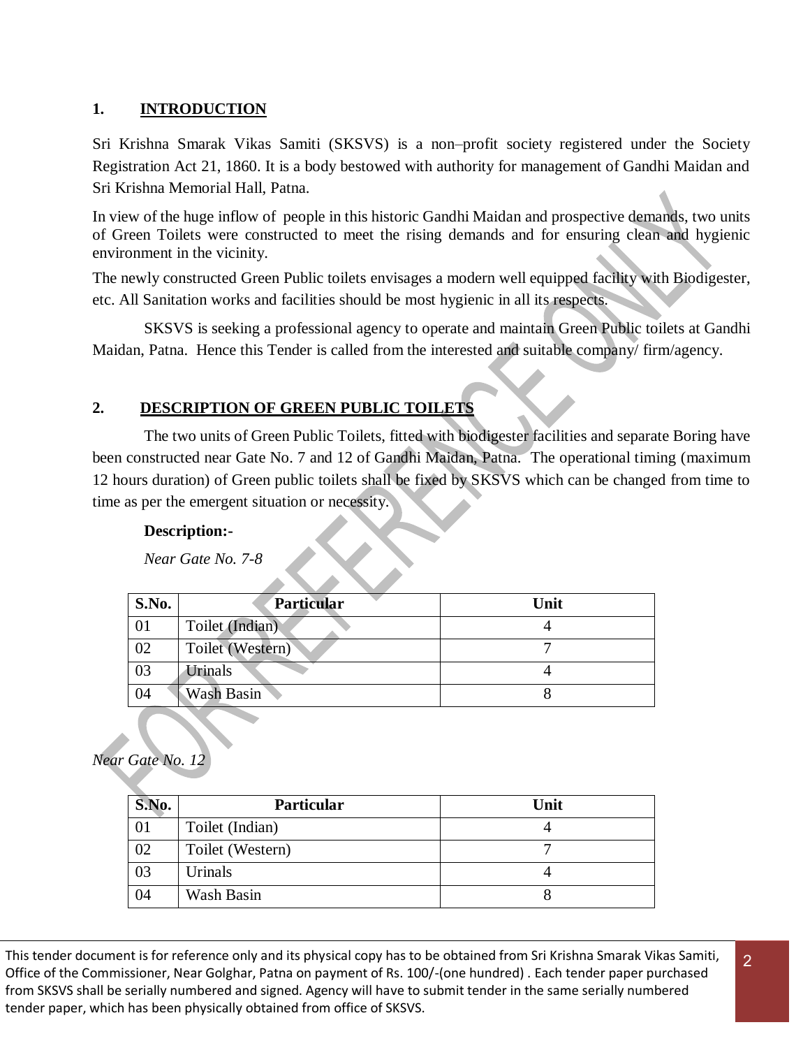## 1. INTRODUCTION

Sri Krishna Smarak Vikas Samiti (SKSVS) is a non–profit society registered under the Society Registration Act 21, 1860. It is a body bestowed with authority for management of Gandhi Maidan and Sri Krishna Memorial Hall, Patna.

In view of the huge inflow of people in this historic Gandhi Maidan and prospective demands, two units of Green Toilets were constructed to meet the rising demands and for ensuring clean and hygienic environment in the vicinity.

The newly constructed Green Public toilets envisages a modern well equipped facility with Biodigester, etc. All Sanitation works and facilities should be most hygienic in all its respects.

SKSVS is seeking a professional agency to operate and maintain Green Public toilets at Gandhi Maidan, Patna. Hence this Tender is called from the interested and suitable company/ firm/agency.

## 2. DESCRIPTION OF GREEN PUBLIC TOILETS

The two units of Green Public Toilets, fitted with biodigester facilities and separate Boring have been constructed near Gate No. 7 and 12 of Gandhi Maidan, Patna. The operational timing (maximum 12 hours duration) of Green public toilets shall be fixed by SKSVS which can be changed from time to time as per the emergent situation or necessity.

**Description:-**

*Near Gate No. 7-8*

| S.No. | Particular | Unit |
|---|---|---|
| 01 | Toilet (Indian) | 4 |
| 02 | Toilet (Western) | 7 |
| 03 | Urinals | 4 |
| 04 | Wash Basin | 8 |

*Near Gate No. 12*

| S.No. | Particular | Unit |
|---|---|---|
| 01 | Toilet (Indian) | 4 |
| 02 | Toilet (Western) | 7 |
| 03 | Urinals | 4 |
| 04 | Wash Basin | 8 |

This tender document is for reference only and its physical copy has to be obtained from Sri Krishna Smarak Vikas Samiti, Office of the Commissioner, Near Golghar, Patna on payment of Rs. 100/-(one hundred) . Each tender paper purchased from SKSVS shall be serially numbered and signed. Agency will have to submit tender in the same serially numbered tender paper, which has been physically obtained from office of SKSVS.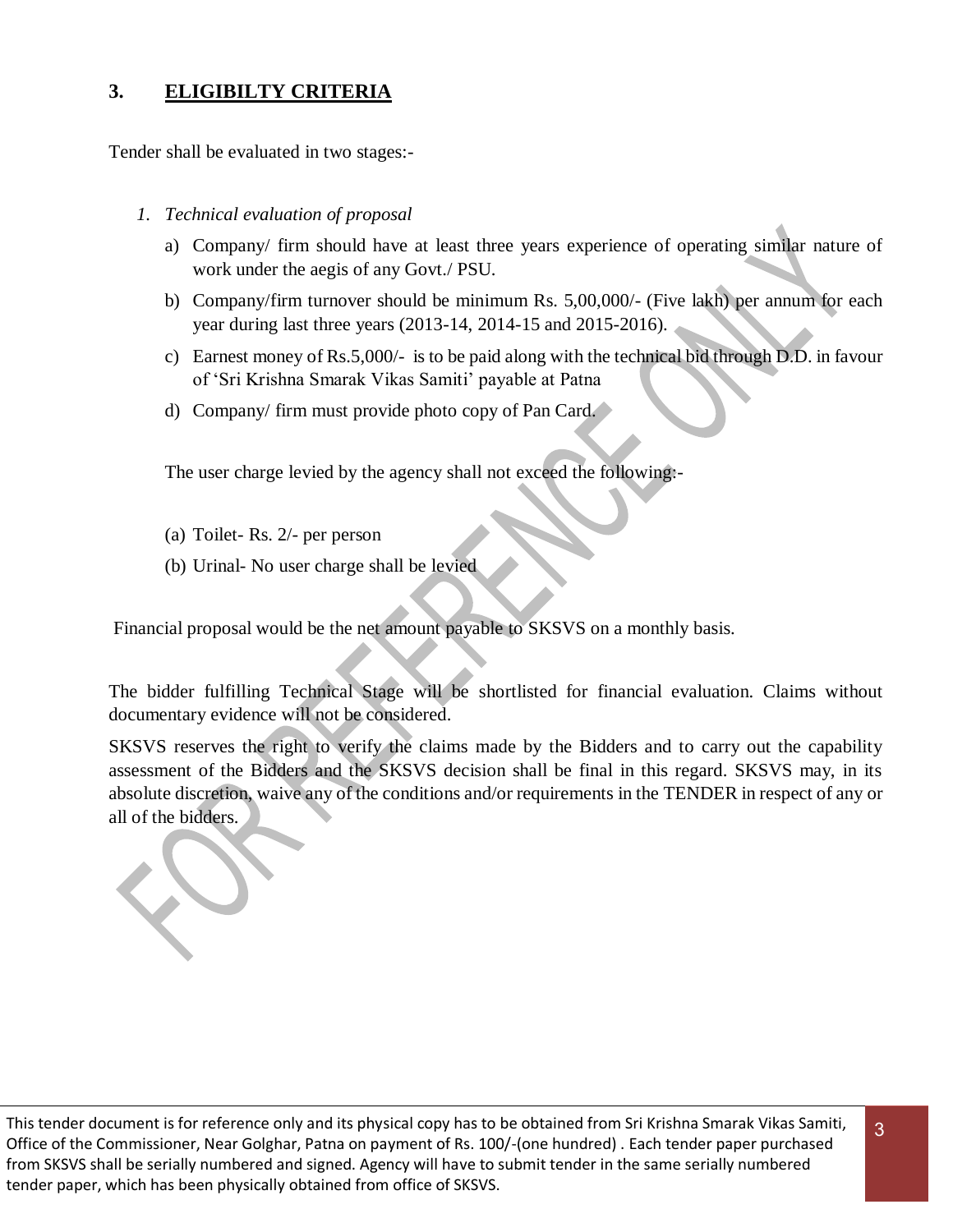## 3. ELIGIBILTY CRITERIA

Tender shall be evaluated in two stages:-

1. *Technical evaluation of proposal*

   a) Company/ firm should have at least three years experience of operating similar nature of work under the aegis of any Govt./ PSU.

   b) Company/firm turnover should be minimum Rs. 5,00,000/- (Five lakh) per annum for each year during last three years (2013-14, 2014-15 and 2015-2016).

   c) Earnest money of Rs.5,000/- is to be paid along with the technical bid through D.D. in favour of 'Sri Krishna Smarak Vikas Samiti' payable at Patna

   d) Company/ firm must provide photo copy of Pan Card.

   The user charge levied by the agency shall not exceed the following:-

   (a) Toilet- Rs. 2/- per person

   (b) Urinal- No user charge shall be levied

Financial proposal would be the net amount payable to SKSVS on a monthly basis.

The bidder fulfilling Technical Stage will be shortlisted for financial evaluation. Claims without documentary evidence will not be considered.

SKSVS reserves the right to verify the claims made by the Bidders and to carry out the capability assessment of the Bidders and the SKSVS decision shall be final in this regard. SKSVS may, in its absolute discretion, waive any of the conditions and/or requirements in the TENDER in respect of any or all of the bidders.

This tender document is for reference only and its physical copy has to be obtained from Sri Krishna Smarak Vikas Samiti, Office of the Commissioner, Near Golghar, Patna on payment of Rs. 100/-(one hundred) . Each tender paper purchased from SKSVS shall be serially numbered and signed. Agency will have to submit tender in the same serially numbered tender paper, which has been physically obtained from office of SKSVS.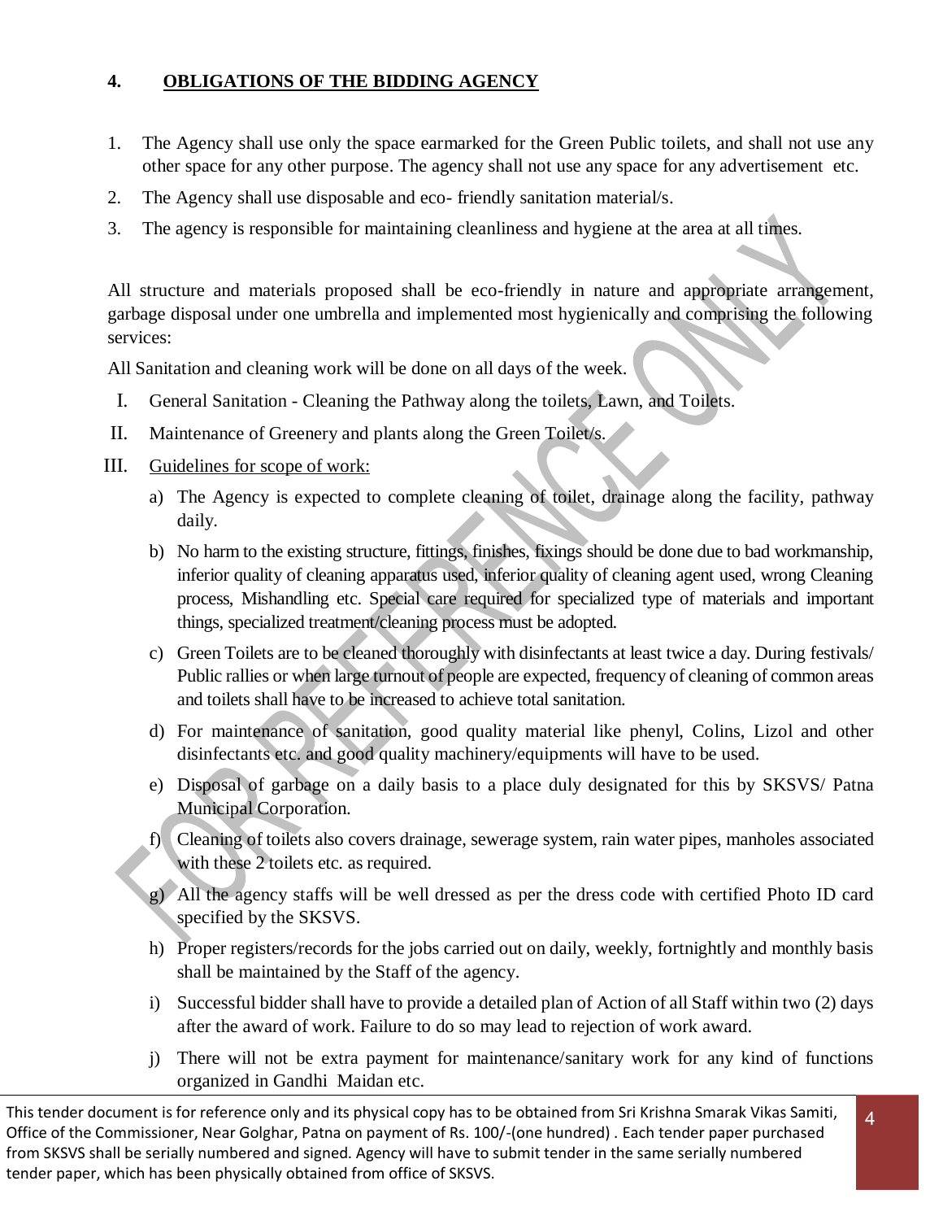## 4. OBLIGATIONS OF THE BIDDING AGENCY

1. The Agency shall use only the space earmarked for the Green Public toilets, and shall not use any other space for any other purpose. The agency shall not use any space for any advertisement etc.
2. The Agency shall use disposable and eco- friendly sanitation material/s.
3. The agency is responsible for maintaining cleanliness and hygiene at the area at all times.

All structure and materials proposed shall be eco-friendly in nature and appropriate arrangement, garbage disposal under one umbrella and implemented most hygienically and comprising the following services:

All Sanitation and cleaning work will be done on all days of the week.

I. General Sanitation - Cleaning the Pathway along the toilets, Lawn, and Toilets.

II. Maintenance of Greenery and plants along the Green Toilet/s.

III. Guidelines for scope of work:

a) The Agency is expected to complete cleaning of toilet, drainage along the facility, pathway daily.

b) No harm to the existing structure, fittings, finishes, fixings should be done due to bad workmanship, inferior quality of cleaning apparatus used, inferior quality of cleaning agent used, wrong Cleaning process, Mishandling etc. Special care required for specialized type of materials and important things, specialized treatment/cleaning process must be adopted.

c) Green Toilets are to be cleaned thoroughly with disinfectants at least twice a day. During festivals/ Public rallies or when large turnout of people are expected, frequency of cleaning of common areas and toilets shall have to be increased to achieve total sanitation.

d) For maintenance of sanitation, good quality material like phenyl, Colins, Lizol and other disinfectants etc. and good quality machinery/equipments will have to be used.

e) Disposal of garbage on a daily basis to a place duly designated for this by SKSVS/ Patna Municipal Corporation.

f) Cleaning of toilets also covers drainage, sewerage system, rain water pipes, manholes associated with these 2 toilets etc. as required.

g) All the agency staffs will be well dressed as per the dress code with certified Photo ID card specified by the SKSVS.

h) Proper registers/records for the jobs carried out on daily, weekly, fortnightly and monthly basis shall be maintained by the Staff of the agency.

i) Successful bidder shall have to provide a detailed plan of Action of all Staff within two (2) days after the award of work. Failure to do so may lead to rejection of work award.

j) There will not be extra payment for maintenance/sanitary work for any kind of functions organized in Gandhi Maidan etc.

This tender document is for reference only and its physical copy has to be obtained from Sri Krishna Smarak Vikas Samiti, Office of the Commissioner, Near Golghar, Patna on payment of Rs. 100/-(one hundred) . Each tender paper purchased from SKSVS shall be serially numbered and signed. Agency will have to submit tender in the same serially numbered tender paper, which has been physically obtained from office of SKSVS.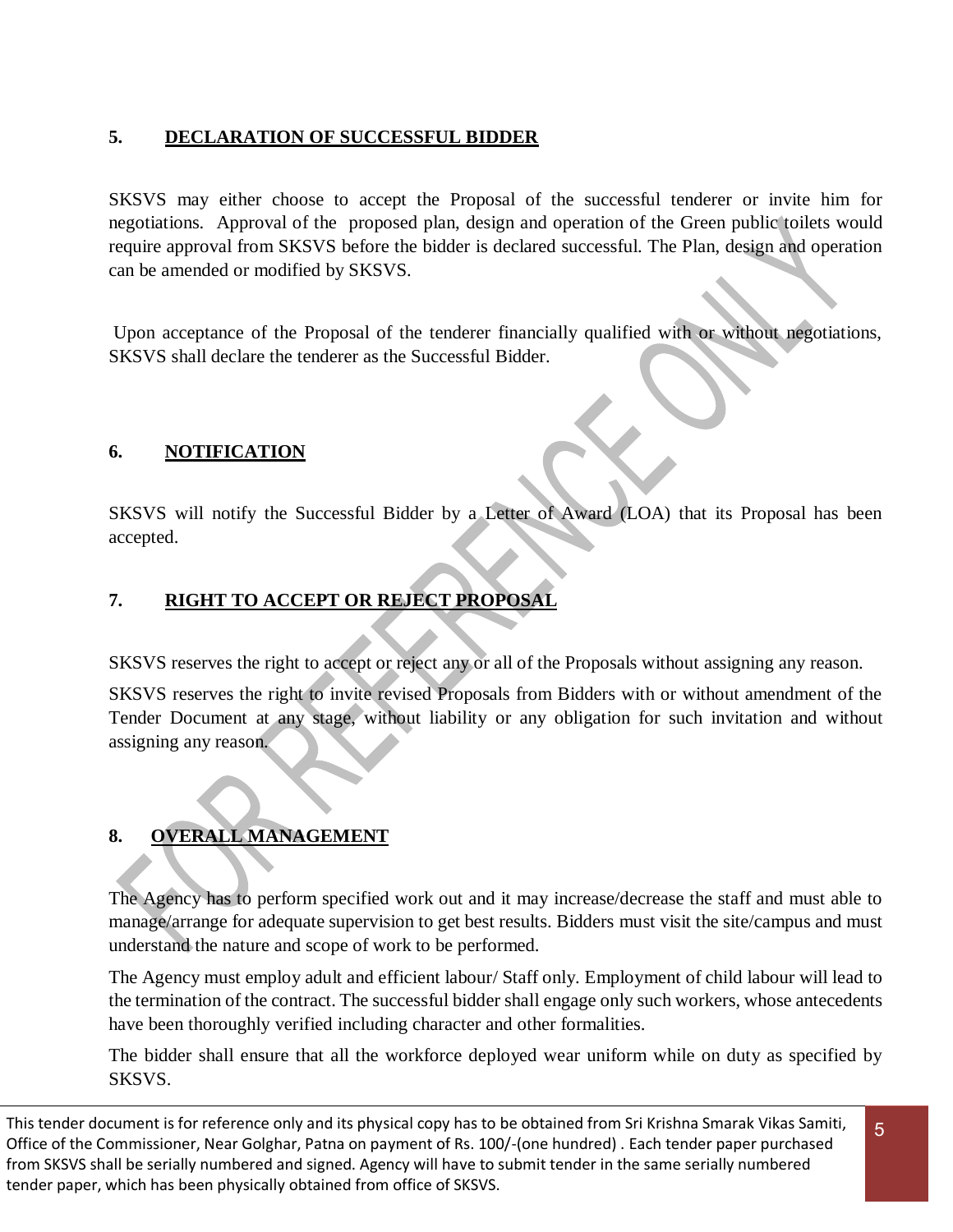## 5. DECLARATION OF SUCCESSFUL BIDDER

SKSVS may either choose to accept the Proposal of the successful tenderer or invite him for negotiations. Approval of the proposed plan, design and operation of the Green public toilets would require approval from SKSVS before the bidder is declared successful. The Plan, design and operation can be amended or modified by SKSVS.

Upon acceptance of the Proposal of the tenderer financially qualified with or without negotiations, SKSVS shall declare the tenderer as the Successful Bidder.

## 6. NOTIFICATION

SKSVS will notify the Successful Bidder by a Letter of Award (LOA) that its Proposal has been accepted.

## 7. RIGHT TO ACCEPT OR REJECT PROPOSAL

SKSVS reserves the right to accept or reject any or all of the Proposals without assigning any reason.

SKSVS reserves the right to invite revised Proposals from Bidders with or without amendment of the Tender Document at any stage, without liability or any obligation for such invitation and without assigning any reason.

## 8. OVERALL MANAGEMENT

The Agency has to perform specified work out and it may increase/decrease the staff and must able to manage/arrange for adequate supervision to get best results. Bidders must visit the site/campus and must understand the nature and scope of work to be performed.

The Agency must employ adult and efficient labour/ Staff only. Employment of child labour will lead to the termination of the contract. The successful bidder shall engage only such workers, whose antecedents have been thoroughly verified including character and other formalities.

The bidder shall ensure that all the workforce deployed wear uniform while on duty as specified by SKSVS.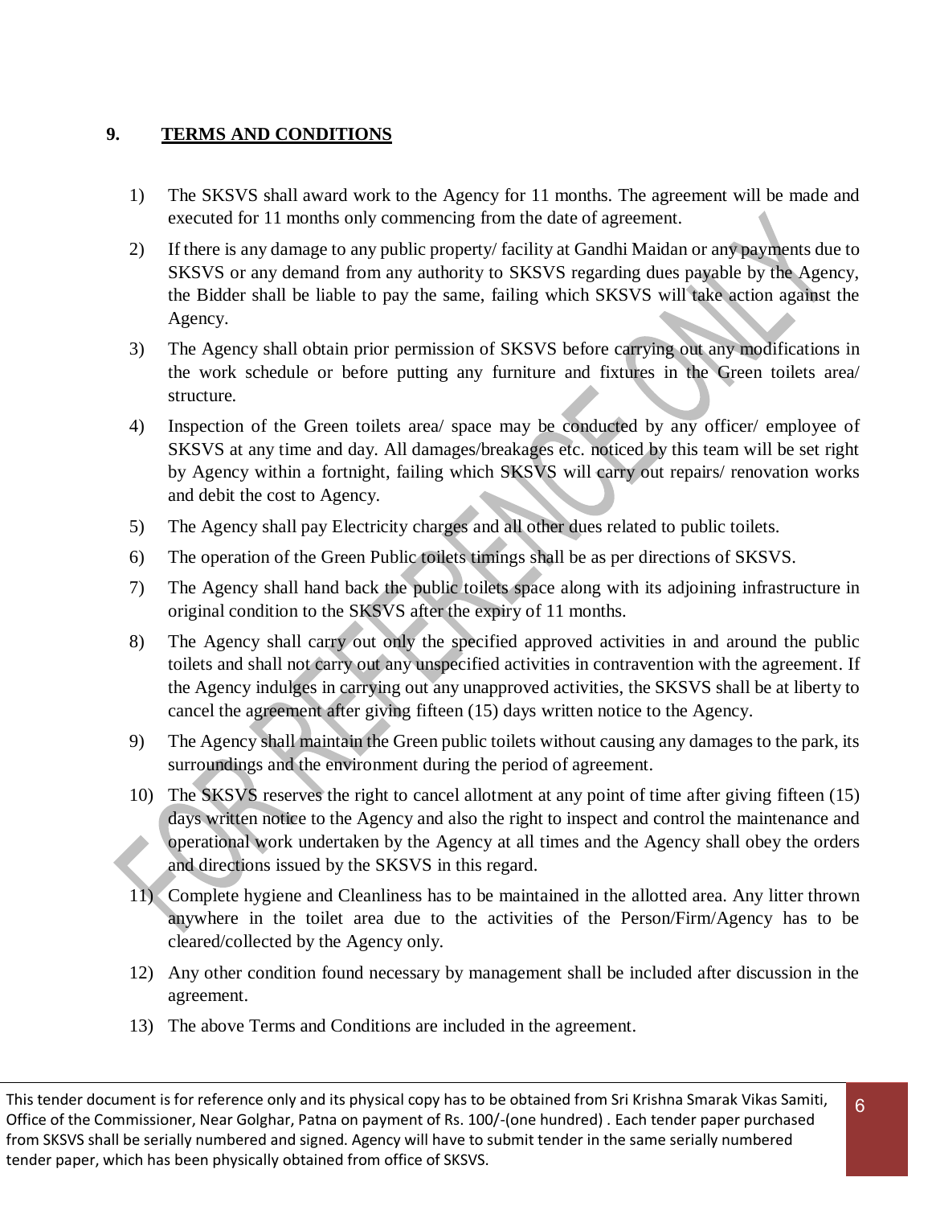## 9. TERMS AND CONDITIONS

1) The SKSVS shall award work to the Agency for 11 months. The agreement will be made and executed for 11 months only commencing from the date of agreement.
2) If there is any damage to any public property/ facility at Gandhi Maidan or any payments due to SKSVS or any demand from any authority to SKSVS regarding dues payable by the Agency, the Bidder shall be liable to pay the same, failing which SKSVS will take action against the Agency.
3) The Agency shall obtain prior permission of SKSVS before carrying out any modifications in the work schedule or before putting any furniture and fixtures in the Green toilets area/ structure.
4) Inspection of the Green toilets area/ space may be conducted by any officer/ employee of SKSVS at any time and day. All damages/breakages etc. noticed by this team will be set right by Agency within a fortnight, failing which SKSVS will carry out repairs/ renovation works and debit the cost to Agency.
5) The Agency shall pay Electricity charges and all other dues related to public toilets.
6) The operation of the Green Public toilets timings shall be as per directions of SKSVS.
7) The Agency shall hand back the public toilets space along with its adjoining infrastructure in original condition to the SKSVS after the expiry of 11 months.
8) The Agency shall carry out only the specified approved activities in and around the public toilets and shall not carry out any unspecified activities in contravention with the agreement. If the Agency indulges in carrying out any unapproved activities, the SKSVS shall be at liberty to cancel the agreement after giving fifteen (15) days written notice to the Agency.
9) The Agency shall maintain the Green public toilets without causing any damages to the park, its surroundings and the environment during the period of agreement.
10) The SKSVS reserves the right to cancel allotment at any point of time after giving fifteen (15) days written notice to the Agency and also the right to inspect and control the maintenance and operational work undertaken by the Agency at all times and the Agency shall obey the orders and directions issued by the SKSVS in this regard.
11) Complete hygiene and Cleanliness has to be maintained in the allotted area. Any litter thrown anywhere in the toilet area due to the activities of the Person/Firm/Agency has to be cleared/collected by the Agency only.
12) Any other condition found necessary by management shall be included after discussion in the agreement.
13) The above Terms and Conditions are included in the agreement.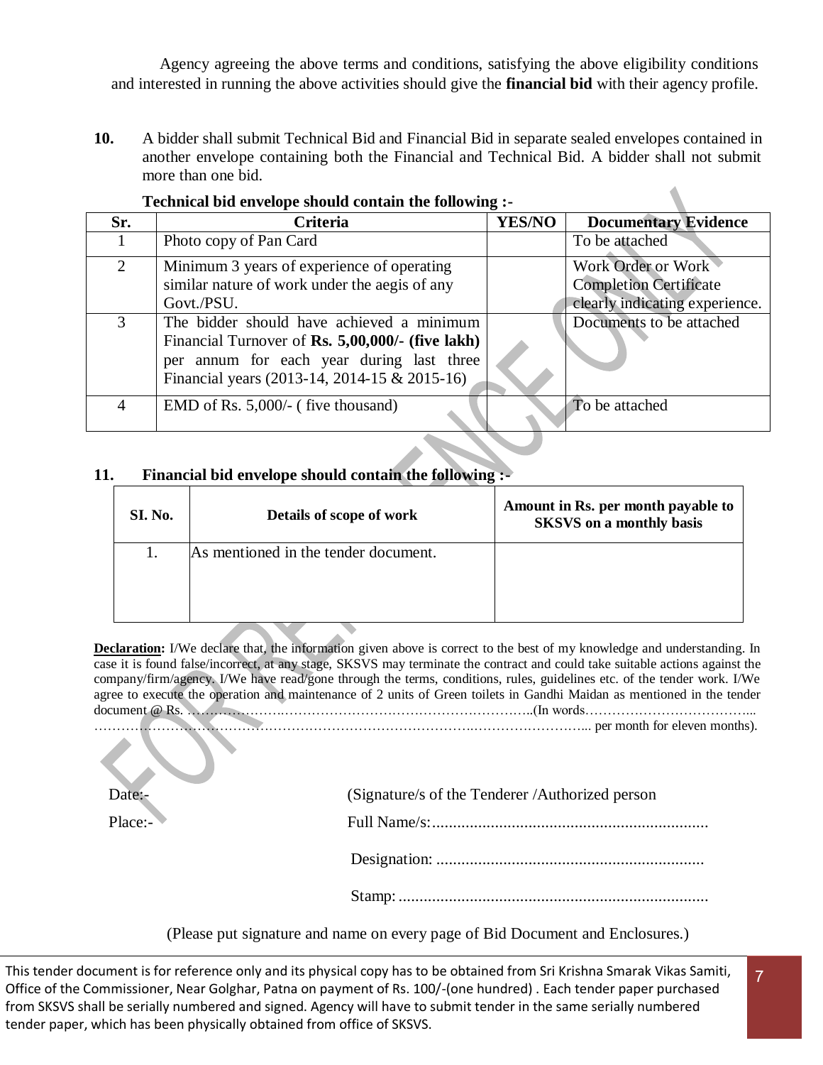Agency agreeing the above terms and conditions, satisfying the above eligibility conditions and interested in running the above activities should give the **financial bid** with their agency profile.

**10.** A bidder shall submit Technical Bid and Financial Bid in separate sealed envelopes contained in another envelope containing both the Financial and Technical Bid. A bidder shall not submit more than one bid.

**Technical bid envelope should contain the following :-**

| Sr. | Criteria | YES/NO | Documentary Evidence |
|---|---|---|---|
| 1 | Photo copy of Pan Card | | To be attached |
| 2 | Minimum 3 years of experience of operating similar nature of work under the aegis of any Govt./PSU. | | Work Order or Work Completion Certificate clearly indicating experience. |
| 3 | The bidder should have achieved a minimum Financial Turnover of **Rs. 5,00,000/- (five lakh)** per annum for each year during last three Financial years (2013-14, 2014-15 & 2015-16) | | Documents to be attached |
| 4 | EMD of Rs. 5,000/- ( five thousand) | | To be attached |

**11. Financial bid envelope should contain the following :-**

| SI. No. | Details of scope of work | Amount in Rs. per month payable to SKSVS on a monthly basis |
|---|---|---|
| 1. | As mentioned in the tender document. | |

**Declaration:** I/We declare that, the information given above is correct to the best of my knowledge and understanding. In case it is found false/incorrect, at any stage, SKSVS may terminate the contract and could take suitable actions against the company/firm/agency. I/We have read/gone through the terms, conditions, rules, guidelines etc. of the tender work. I/We agree to execute the operation and maintenance of 2 units of Green toilets in Gandhi Maidan as mentioned in the tender document @ Rs. ……………………………………………………………..(In words……………………………….. ……………………………………………………………………………………………... per month for eleven months).

Date:-

Place:-

(Signature/s of the Tenderer /Authorized person

Full Name/s:.................................................................

Designation: ...............................................................

Stamp:.........................................................................

(Please put signature and name on every page of Bid Document and Enclosures.)

This tender document is for reference only and its physical copy has to be obtained from Sri Krishna Smarak Vikas Samiti, Office of the Commissioner, Near Golghar, Patna on payment of Rs. 100/-(one hundred) . Each tender paper purchased from SKSVS shall be serially numbered and signed. Agency will have to submit tender in the same serially numbered tender paper, which has been physically obtained from office of SKSVS.